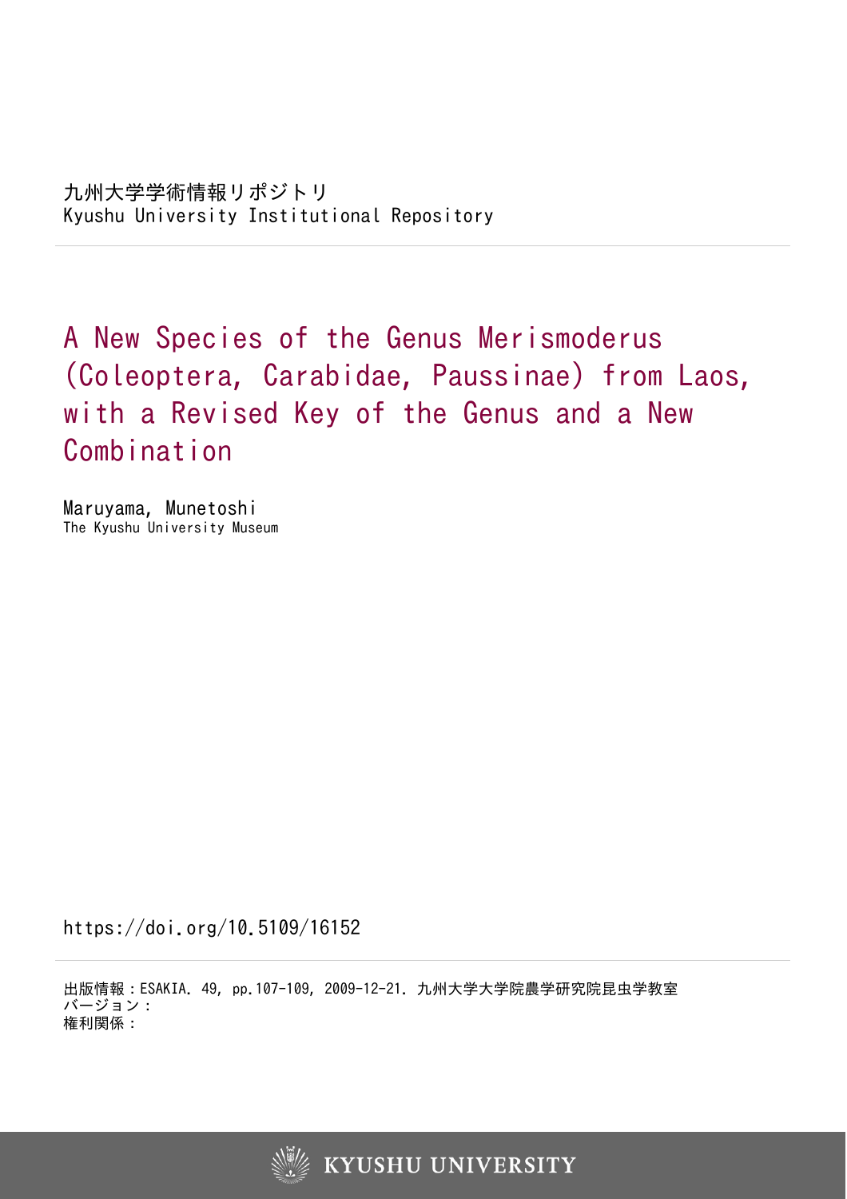九州大学学術情報リポジトリ
Kyushu University Institutional Repository

# A New Species of the Genus Merismoderus (Coleoptera, Carabidae, Paussinae) from Laos, with a Revised Key of the Genus and a New Combination

Maruyama, Munetoshi
The Kyushu University Museum

https://doi.org/10.5109/16152

出版情報：ESAKIA. 49, pp.107-109, 2009-12-21. 九州大学大学院農学研究院昆虫学教室
バージョン：
権利関係：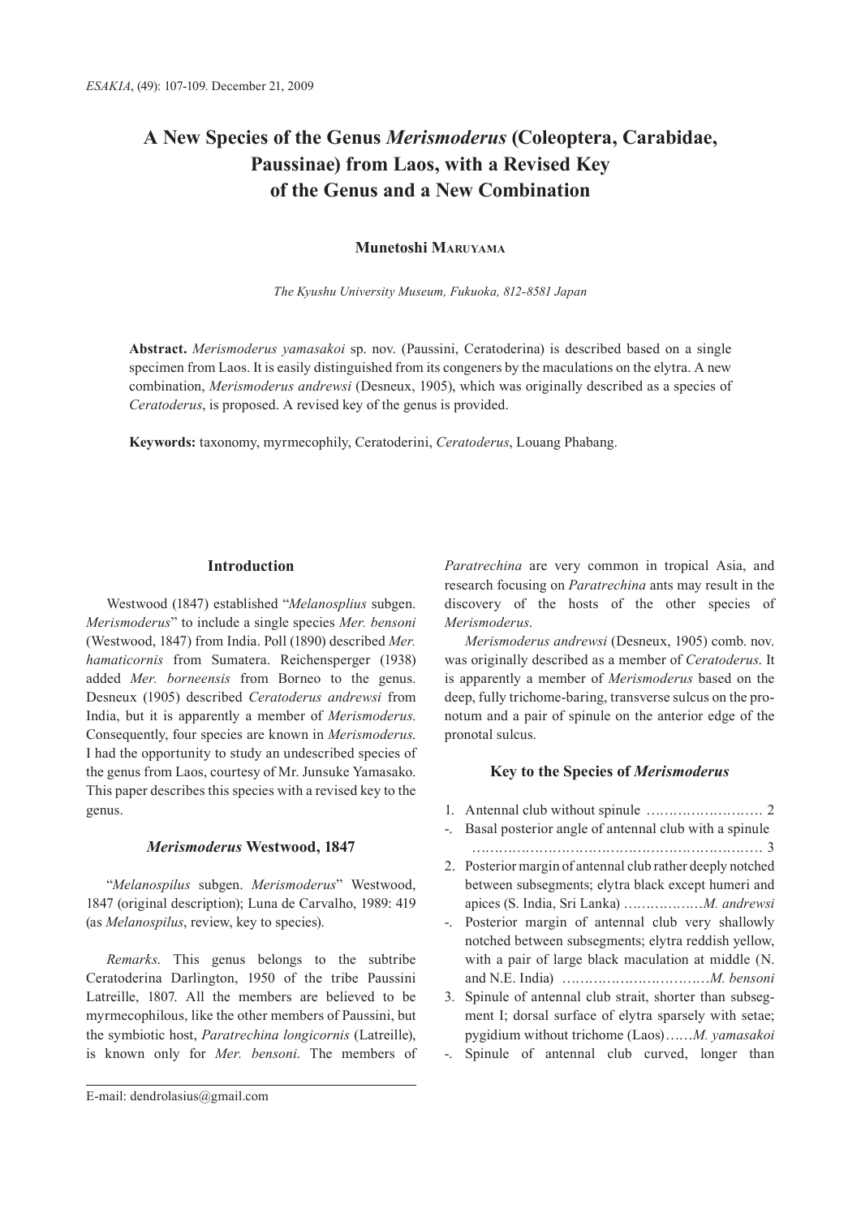# A New Species of the Genus *Merismoderus* (Coleoptera, Carabidae, Paussinae) from Laos, with a Revised Key of the Genus and a New Combination

**Munetoshi Maruyama**

*The Kyushu University Museum, Fukuoka, 812-8581 Japan*

**Abstract.** *Merismoderus yamasakoi* sp. nov. (Paussini, Ceratoderina) is described based on a single specimen from Laos. It is easily distinguished from its congeners by the maculations on the elytra. A new combination, *Merismoderus andrewsi* (Desneux, 1905), which was originally described as a species of *Ceratoderus*, is proposed. A revised key of the genus is provided.

**Keywords:** taxonomy, myrmecophily, Ceratoderini, *Ceratoderus*, Louang Phabang.

## Introduction

Westwood (1847) established "*Melanosplius* subgen. *Merismoderus*" to include a single species *Mer. bensoni* (Westwood, 1847) from India. Poll (1890) described *Mer. hamaticornis* from Sumatera. Reichensperger (1938) added *Mer. borneensis* from Borneo to the genus. Desneux (1905) described *Ceratoderus andrewsi* from India, but it is apparently a member of *Merismoderus*. Consequently, four species are known in *Merismoderus*. I had the opportunity to study an undescribed species of the genus from Laos, courtesy of Mr. Junsuke Yamasako. This paper describes this species with a revised key to the genus.

### *Merismoderus* Westwood, 1847

"*Melanospilus* subgen. *Merismoderus*" Westwood, 1847 (original description); Luna de Carvalho, 1989: 419 (as *Melanospilus*, review, key to species).

*Remarks*. This genus belongs to the subtribe Ceratoderina Darlington, 1950 of the tribe Paussini Latreille, 1807. All the members are believed to be myrmecophilous, like the other members of Paussini, but the symbiotic host, *Paratrechina longicornis* (Latreille), is known only for *Mer. bensoni*. The members of *Paratrechina* are very common in tropical Asia, and research focusing on *Paratrechina* ants may result in the discovery of the hosts of the other species of *Merismoderus*.

*Merismoderus andrewsi* (Desneux, 1905) comb. nov. was originally described as a member of *Ceratoderus*. It is apparently a member of *Merismoderus* based on the deep, fully trichome-baring, transverse sulcus on the pronotum and a pair of spinule on the anterior edge of the pronotal sulcus.

### Key to the Species of *Merismoderus*

1. Antennal club without spinule …………………… 2
-. Basal posterior angle of antennal club with a spinule ……………………………………………………… 3
2. Posterior margin of antennal club rather deeply notched between subsegments; elytra black except humeri and apices (S. India, Sri Lanka) ………………*M. andrewsi*
-. Posterior margin of antennal club very shallowly notched between subsegments; elytra reddish yellow, with a pair of large black maculation at middle (N. and N.E. India) …………………………*M. bensoni*
3. Spinule of antennal club strait, shorter than subsegment I; dorsal surface of elytra sparsely with setae; pygidium without trichome (Laos)……*M. yamasakoi*
-. Spinule of antennal club curved, longer than

E-mail: dendrolasius@gmail.com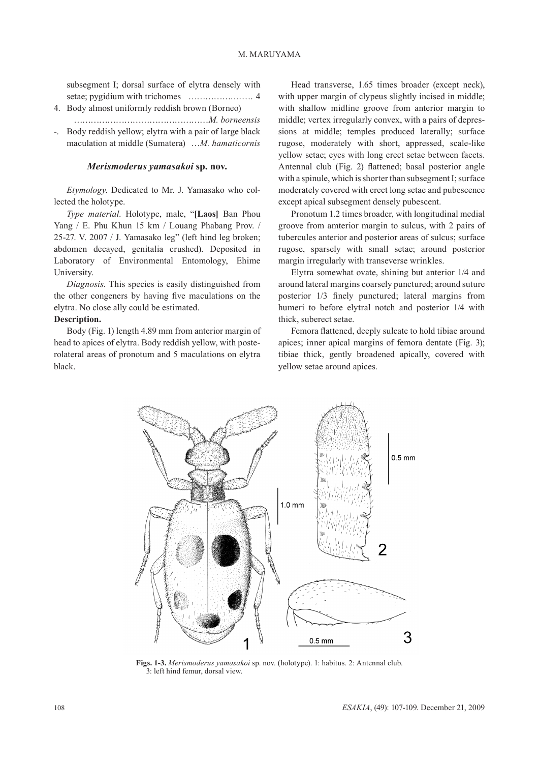subsegment I; dorsal surface of elytra densely with setae; pygidium with trichomes …………………. 4

4. Body almost uniformly reddish brown (Borneo) ………………………………………*M. borneensis*
-. Body reddish yellow; elytra with a pair of large black maculation at middle (Sumatera) …*M. hamaticornis*

### *Merismoderus yamasakoi* sp. nov.

*Etymology*. Dedicated to Mr. J. Yamasako who collected the holotype.

*Type material*. Holotype, male, "**[Laos]** Ban Phou Yang / E. Phu Khun 15 km / Louang Phabang Prov. / 25-27. V. 2007 / J. Yamasako leg" (left hind leg broken; abdomen decayed, genitalia crushed). Deposited in Laboratory of Environmental Entomology, Ehime University.

*Diagnosis*. This species is easily distinguished from the other congeners by having five maculations on the elytra. No close ally could be estimated.

**Description.**

Body (Fig. 1) length 4.89 mm from anterior margin of head to apices of elytra. Body reddish yellow, with posterolateral areas of pronotum and 5 maculations on elytra black.

Head transverse, 1.65 times broader (except neck), with upper margin of clypeus slightly incised in middle; with shallow midline groove from anterior margin to middle; vertex irregularly convex, with a pairs of depressions at middle; temples produced laterally; surface rugose, moderately with short, appressed, scale-like yellow setae; eyes with long erect setae between facets. Antennal club (Fig. 2) flattened; basal posterior angle with a spinule, which is shorter than subsegment I; surface moderately covered with erect long setae and pubescence except apical subsegment densely pubescent.

Pronotum 1.2 times broader, with longitudinal medial groove from amterior margin to sulcus, with 2 pairs of tubercules anterior and posterior areas of sulcus; surface rugose, sparsely with small setae; around posterior margin irregularly with transeverse wrinkles.

Elytra somewhat ovate, shining but anterior 1/4 and around lateral margins coarsely punctured; around suture posterior 1/3 finely punctured; lateral margins from humeri to before elytral notch and posterior 1/4 with thick, suberect setae.

Femora flattened, deeply sulcate to hold tibiae around apices; inner apical margins of femora dentate (Fig. 3); tibiae thick, gently broadened apically, covered with yellow setae around apices.

**Figs. 1-3.** *Merismoderus yamasakoi* sp. nov. (holotype). 1: habitus. 2: Antennal club. 3: left hind femur, dorsal view.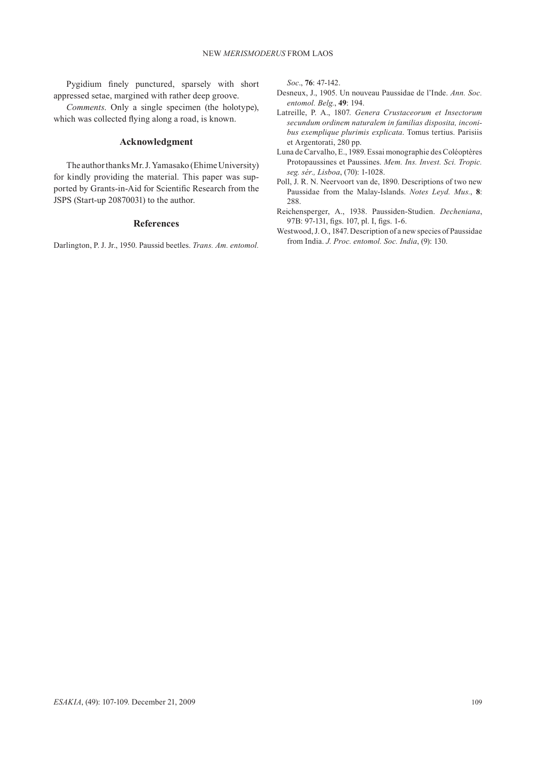Pygidium finely punctured, sparsely with short appressed setae, margined with rather deep groove.

*Comments.* Only a single specimen (the holotype), which was collected flying along a road, is known.

## Acknowledgment

The author thanks Mr. J. Yamasako (Ehime University) for kindly providing the material. This paper was supported by Grants-in-Aid for Scientific Research from the JSPS (Start-up 20870031) to the author.

## References

Darlington, P. J. Jr., 1950. Paussid beetles. *Trans. Am. entomol. Soc.*, **76**: 47-142.

Desneux, J., 1905. Un nouveau Paussidae de l'Inde. *Ann. Soc. entomol. Belg.*, **49**: 194.

Latreille, P. A., 1807. *Genera Crustaceorum et Insectorum secundum ordinem naturalem in familias disposita, iconibus exemplique plurimis explicata*. Tomus tertius. Parisiis et Argentorati, 280 pp.

Luna de Carvalho, E., 1989. Essai monographie des Coléoptères Protopaussines et Paussines. *Mem. Ins. Invest. Sci. Tropic. seg. sér., Lisboa*, (70): 1-1028.

Poll, J. R. N. Neervoort van de, 1890. Descriptions of two new Paussidae from the Malay-Islands. *Notes Leyd. Mus.*, **8**: 288.

Reichensperger, A., 1938. Paussiden-Studien. *Decheniana*, 97B: 97-131, figs. 107, pl. I, figs. 1-6.

Westwood, J. O., 1847. Description of a new species of Paussidae from India. *J. Proc. entomol. Soc. India*, (9): 130.